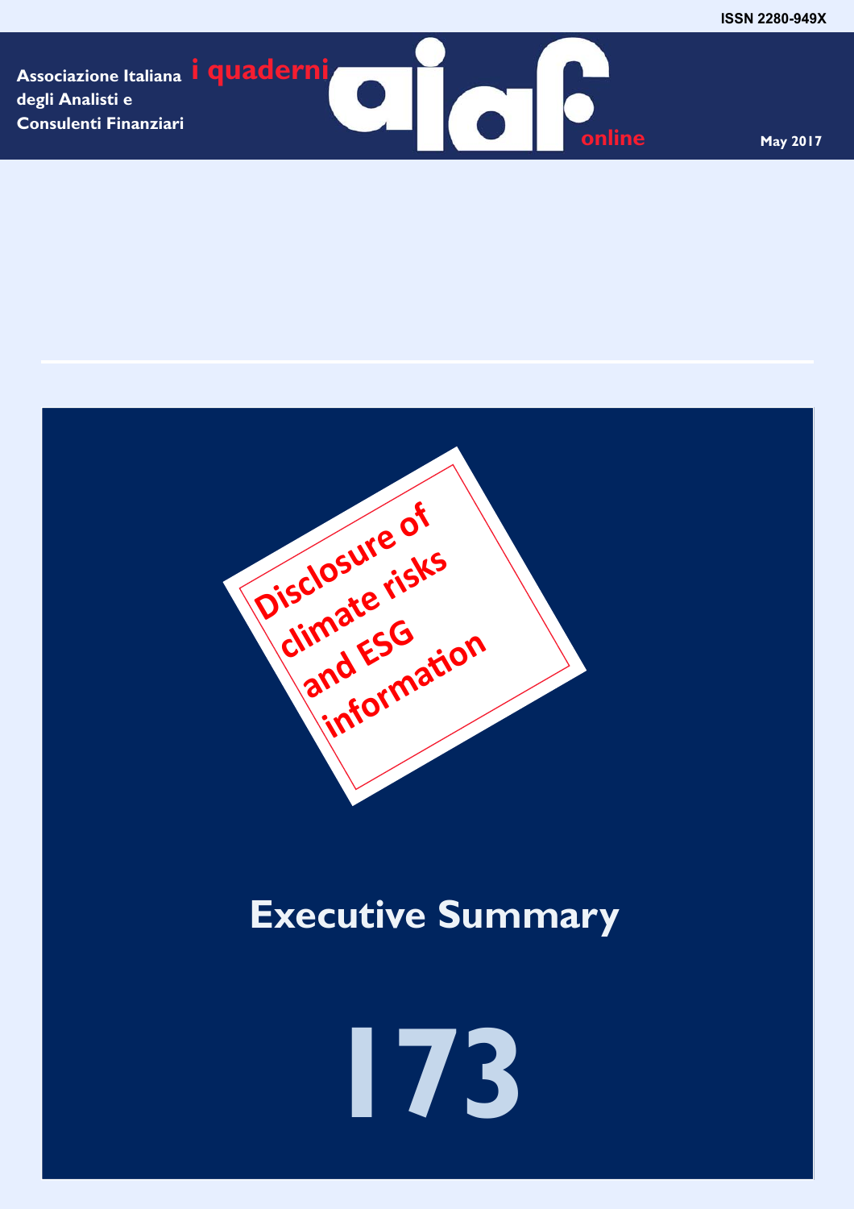ISSN 2280-949X

Associazione Italiana degli Analisti e Consulenti Finanziari

i quaderni aiaf online

May 2017

# Disclosure of climate risks and ESG information

## Executive Summary

# 173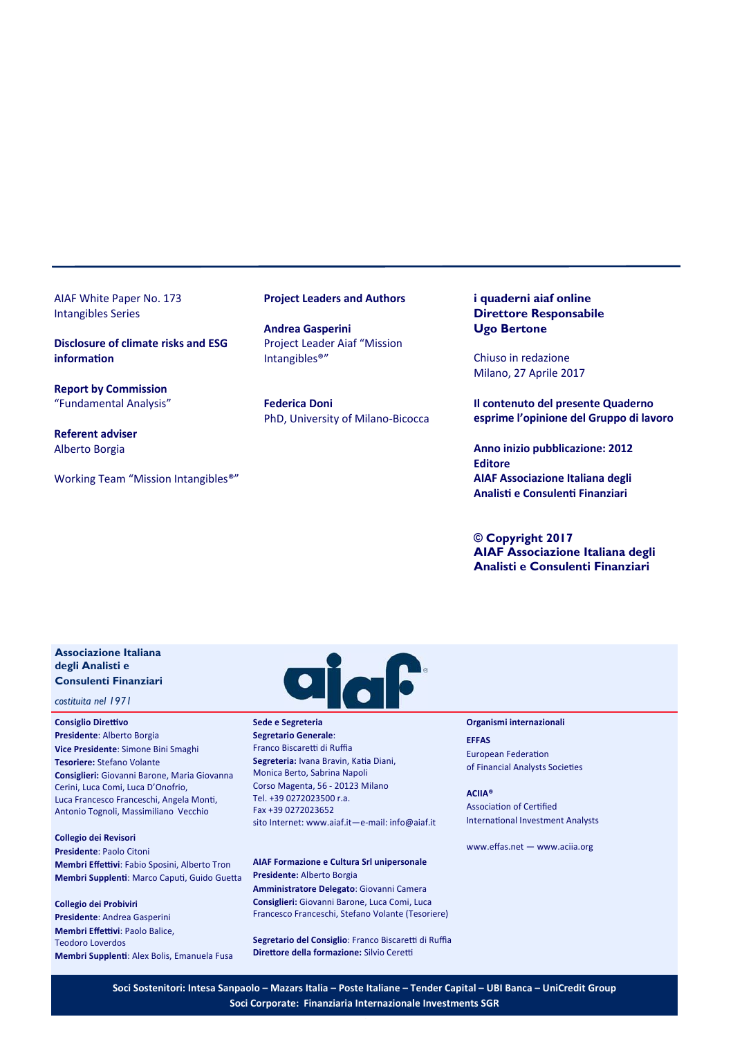AIAF White Paper No. 173
Intangibles Series

**Disclosure of climate risks and ESG information**

**Report by Commission**
"Fundamental Analysis"

**Referent adviser**
Alberto Borgia

Working Team "Mission Intangibles®"

**Project Leaders and Authors**

**Andrea Gasperini**
Project Leader Aiaf "Mission Intangibles®"

**Federica Doni**
PhD, University of Milano-Bicocca

**i quaderni aiaf online**
**Direttore Responsabile**
**Ugo Bertone**

Chiuso in redazione
Milano, 27 Aprile 2017

**Il contenuto del presente Quaderno esprime l'opinione del Gruppo di lavoro**

**Anno inizio pubblicazione: 2012**
**Editore**
**AIAF Associazione Italiana degli Analisti e Consulenti Finanziari**

**© Copyright 2017**
**AIAF Associazione Italiana degli Analisti e Consulenti Finanziari**

**Associazione Italiana degli Analisti e Consulenti Finanziari**

*costituita nel 1971*

aiaf®

**Consiglio Direttivo**
**Presidente**: Alberto Borgia
**Vice Presidente**: Simone Bini Smaghi
**Tesoriere:** Stefano Volante
**Consiglieri:** Giovanni Barone, Maria Giovanna Cerini, Luca Comi, Luca D'Onofrio, Luca Francesco Franceschi, Angela Monti, Antonio Tognoli, Massimiliano Vecchio

**Collegio dei Revisori**
**Presidente**: Paolo Citoni
**Membri Effettivi**: Fabio Sposini, Alberto Tron
**Membri Supplenti**: Marco Caputi, Guido Guetta

**Collegio dei Probiviri**
**Presidente**: Andrea Gasperini
**Membri Effettivi**: Paolo Balice, Teodoro Loverdos
**Membri Supplenti**: Alex Bolis, Emanuela Fusa

**Sede e Segreteria**
**Segretario Generale**:
Franco Biscaretti di Ruffia
**Segreteria:** Ivana Bravin, Katia Diani, Monica Berto, Sabrina Napoli
Corso Magenta, 56 - 20123 Milano
Tel. +39 0272023500 r.a.
Fax +39 0272023652
sito Internet: www.aiaf.it—e-mail: info@aiaf.it

**AIAF Formazione e Cultura Srl unipersonale**
**Presidente:** Alberto Borgia
**Amministratore Delegato**: Giovanni Camera
**Consiglieri:** Giovanni Barone, Luca Comi, Luca Francesco Franceschi, Stefano Volante (Tesoriere)

**Segretario del Consiglio**: Franco Biscaretti di Ruffia
**Direttore della formazione:** Silvio Ceretti

**Organismi internazionali**

**EFFAS**
European Federation of Financial Analysts Societies

**ACIIA®**
Association of Certified International Investment Analysts

www.effas.net — www.aciia.org

**Soci Sostenitori: Intesa Sanpaolo – Mazars Italia – Poste Italiane – Tender Capital – UBI Banca – UniCredit Group**
**Soci Corporate: Finanziaria Internazionale Investments SGR**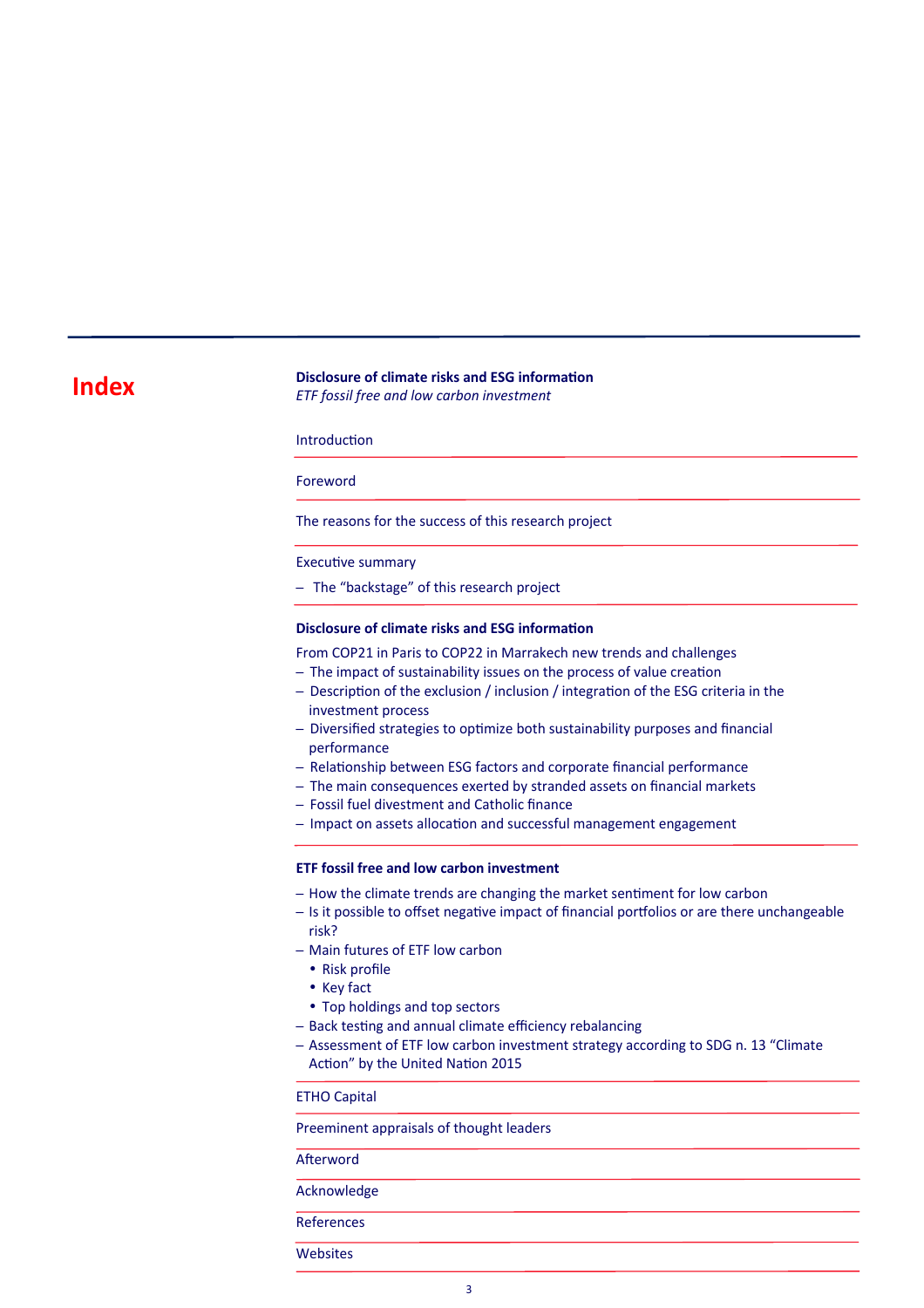# Index

**Disclosure of climate risks and ESG information**
*ETF fossil free and low carbon investment*

Introduction

Foreword

The reasons for the success of this research project

Executive summary

– The “backstage” of this research project

**Disclosure of climate risks and ESG information**

From COP21 in Paris to COP22 in Marrakech new trends and challenges

- The impact of sustainability issues on the process of value creation
- Description of the exclusion / inclusion / integration of the ESG criteria in the investment process
- Diversified strategies to optimize both sustainability purposes and financial performance
- Relationship between ESG factors and corporate financial performance
- The main consequences exerted by stranded assets on financial markets
- Fossil fuel divestment and Catholic finance
- Impact on assets allocation and successful management engagement

**ETF fossil free and low carbon investment**

- How the climate trends are changing the market sentiment for low carbon
- Is it possible to offset negative impact of financial portfolios or are there unchangeable risk?
- Main futures of ETF low carbon
  - Risk profile
  - Key fact
  - Top holdings and top sectors
- Back testing and annual climate efficiency rebalancing
- Assessment of ETF low carbon investment strategy according to SDG n. 13 “Climate Action” by the United Nation 2015

ETHO Capital

Preeminent appraisals of thought leaders

Afterword

Acknowledge

References

Websites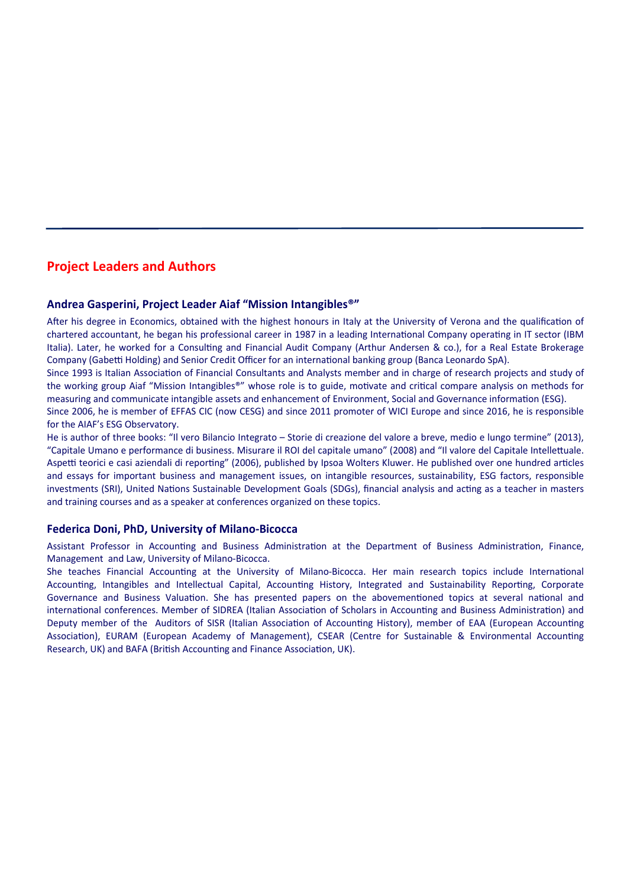## Project Leaders and Authors

### Andrea Gasperini, Project Leader Aiaf “Mission Intangibles®”

After his degree in Economics, obtained with the highest honours in Italy at the University of Verona and the qualification of chartered accountant, he began his professional career in 1987 in a leading International Company operating in IT sector (IBM Italia). Later, he worked for a Consulting and Financial Audit Company (Arthur Andersen & co.), for a Real Estate Brokerage Company (Gabetti Holding) and Senior Credit Officer for an international banking group (Banca Leonardo SpA).

Since 1993 is Italian Association of Financial Consultants and Analysts member and in charge of research projects and study of the working group Aiaf “Mission Intangibles®” whose role is to guide, motivate and critical compare analysis on methods for measuring and communicate intangible assets and enhancement of Environment, Social and Governance information (ESG).

Since 2006, he is member of EFFAS CIC (now CESG) and since 2011 promoter of WICI Europe and since 2016, he is responsible for the AIAF’s ESG Observatory.

He is author of three books: “Il vero Bilancio Integrato – Storie di creazione del valore a breve, medio e lungo termine” (2013), “Capitale Umano e performance di business. Misurare il ROI del capitale umano” (2008) and “Il valore del Capitale Intellettuale. Aspetti teorici e casi aziendali di reporting” (2006), published by Ipsoa Wolters Kluwer. He published over one hundred articles and essays for important business and management issues, on intangible resources, sustainability, ESG factors, responsible investments (SRI), United Nations Sustainable Development Goals (SDGs), financial analysis and acting as a teacher in masters and training courses and as a speaker at conferences organized on these topics.

### Federica Doni, PhD, University of Milano-Bicocca

Assistant Professor in Accounting and Business Administration at the Department of Business Administration, Finance, Management and Law, University of Milano-Bicocca.

She teaches Financial Accounting at the University of Milano-Bicocca. Her main research topics include International Accounting, Intangibles and Intellectual Capital, Accounting History, Integrated and Sustainability Reporting, Corporate Governance and Business Valuation. She has presented papers on the abovementioned topics at several national and international conferences. Member of SIDREA (Italian Association of Scholars in Accounting and Business Administration) and Deputy member of the Auditors of SISR (Italian Association of Accounting History), member of EAA (European Accounting Association), EURAM (European Academy of Management), CSEAR (Centre for Sustainable & Environmental Accounting Research, UK) and BAFA (British Accounting and Finance Association, UK).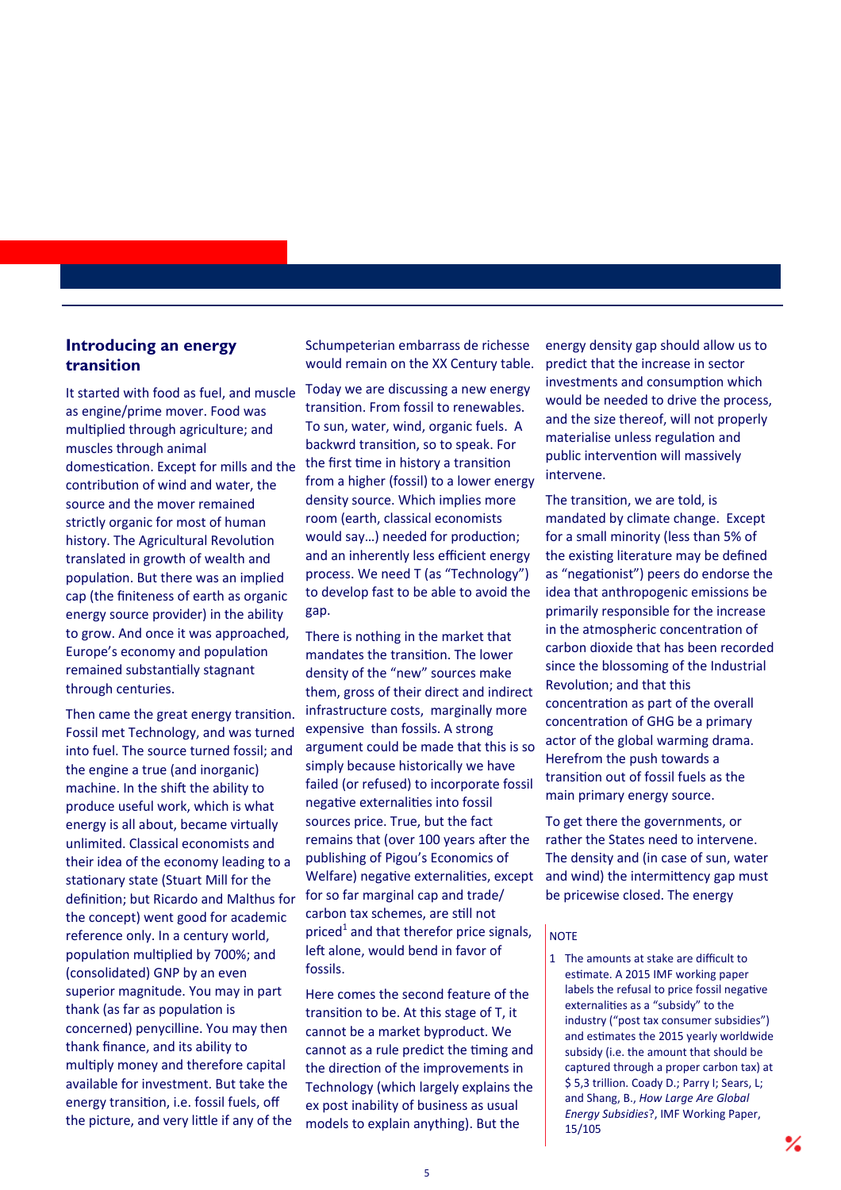## Introducing an energy transition

It started with food as fuel, and muscle as engine/prime mover. Food was multiplied through agriculture; and muscles through animal domestication. Except for mills and the contribution of wind and water, the source and the mover remained strictly organic for most of human history. The Agricultural Revolution translated in growth of wealth and population. But there was an implied cap (the finiteness of earth as organic energy source provider) in the ability to grow. And once it was approached, Europe's economy and population remained substantially stagnant through centuries.

Then came the great energy transition. Fossil met Technology, and was turned into fuel. The source turned fossil; and the engine a true (and inorganic) machine. In the shift the ability to produce useful work, which is what energy is all about, became virtually unlimited. Classical economists and their idea of the economy leading to a stationary state (Stuart Mill for the definition; but Ricardo and Malthus for the concept) went good for academic reference only. In a century world, population multiplied by 700%; and (consolidated) GNP by an even superior magnitude. You may in part thank (as far as population is concerned) penycilline. You may then thank finance, and its ability to multiply money and therefore capital available for investment. But take the energy transition, i.e. fossil fuels, off the picture, and very little if any of the Schumpeterian embarrass de richesse would remain on the XX Century table.

Today we are discussing a new energy transition. From fossil to renewables. To sun, water, wind, organic fuels. A backwrd transition, so to speak. For the first time in history a transition from a higher (fossil) to a lower energy density source. Which implies more room (earth, classical economists would say…) needed for production; and an inherently less efficient energy process. We need T (as "Technology") to develop fast to be able to avoid the gap.

There is nothing in the market that mandates the transition. The lower density of the "new" sources make them, gross of their direct and indirect infrastructure costs, marginally more expensive than fossils. A strong argument could be made that this is so simply because historically we have failed (or refused) to incorporate fossil negative externalities into fossil sources price. True, but the fact remains that (over 100 years after the publishing of Pigou's Economics of Welfare) negative externalities, except for so far marginal cap and trade/ carbon tax schemes, are still not priced[1] and that therefor price signals, left alone, would bend in favor of fossils.

Here comes the second feature of the transition to be. At this stage of T, it cannot be a market byproduct. We cannot as a rule predict the timing and the direction of the improvements in Technology (which largely explains the ex post inability of business as usual models to explain anything). But the energy density gap should allow us to predict that the increase in sector investments and consumption which would be needed to drive the process, and the size thereof, will not properly materialise unless regulation and public intervention will massively intervene.

The transition, we are told, is mandated by climate change. Except for a small minority (less than 5% of the existing literature may be defined as "negationist") peers do endorse the idea that anthropogenic emissions be primarily responsible for the increase in the atmospheric concentration of carbon dioxide that has been recorded since the blossoming of the Industrial Revolution; and that this concentration as part of the overall concentration of GHG be a primary actor of the global warming drama. Herefrom the push towards a transition out of fossil fuels as the main primary energy source.

To get there the governments, or rather the States need to intervene. The density and (in case of sun, water and wind) the intermittency gap must be pricewise closed. The energy

NOTE

1 The amounts at stake are difficult to estimate. A 2015 IMF working paper labels the refusal to price fossil negative externalities as a "subsidy" to the industry ("post tax consumer subsidies") and estimates the 2015 yearly worldwide subsidy (i.e. the amount that should be captured through a proper carbon tax) at $ 5,3 trillion. Coady D.; Parry I; Sears, L; and Shang, B., *How Large Are Global Energy Subsidies*?, IMF Working Paper, 15/105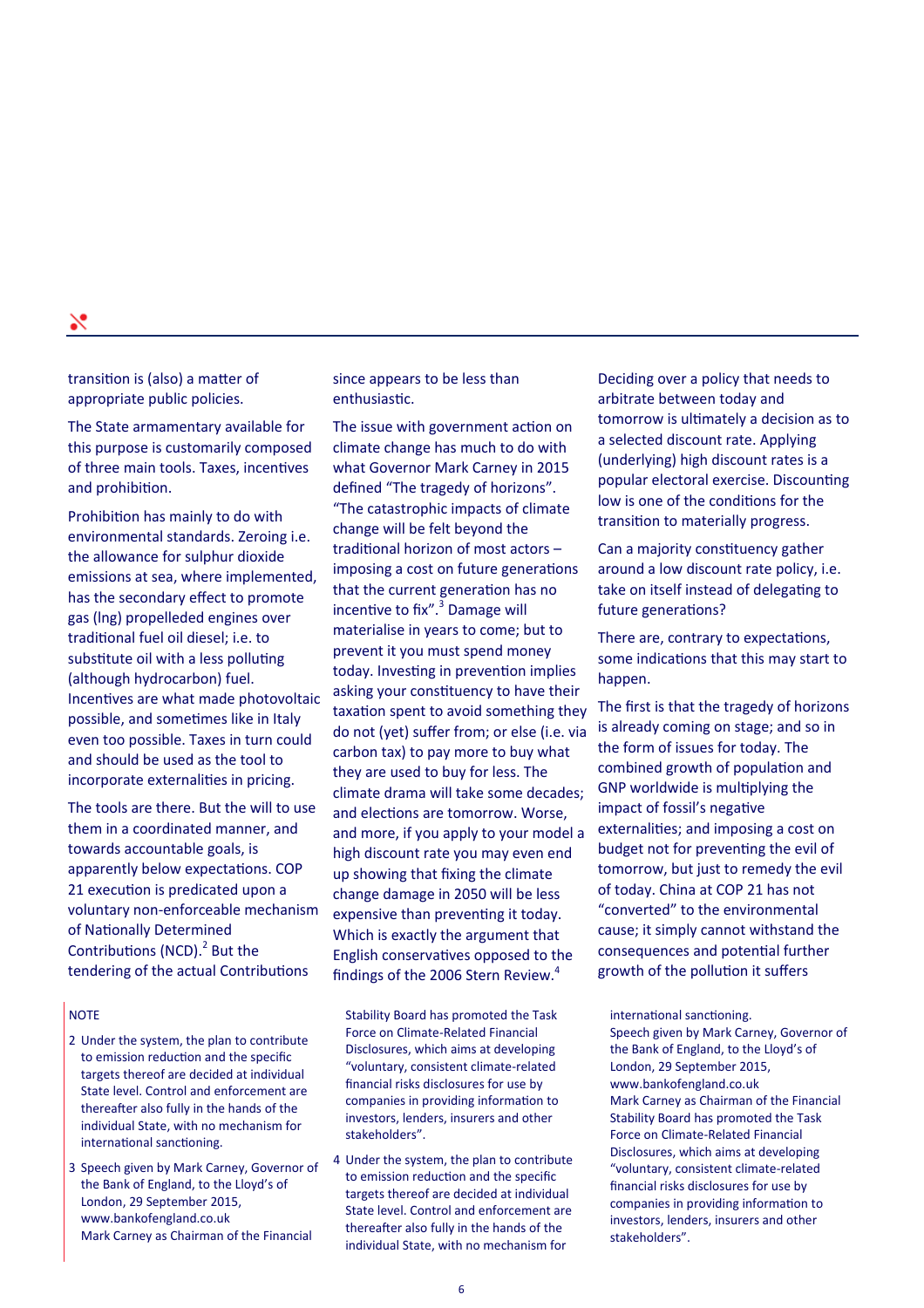transition is (also) a matter of appropriate public policies.

The State armamentary available for this purpose is customarily composed of three main tools. Taxes, incentives and prohibition.

Prohibition has mainly to do with environmental standards. Zeroing i.e. the allowance for sulphur dioxide emissions at sea, where implemented, has the secondary effect to promote gas (lng) propelleded engines over traditional fuel oil diesel; i.e. to substitute oil with a less polluting (although hydrocarbon) fuel. Incentives are what made photovoltaic possible, and sometimes like in Italy even too possible. Taxes in turn could and should be used as the tool to incorporate externalities in pricing.

The tools are there. But the will to use them in a coordinated manner, and towards accountable goals, is apparently below expectations. COP 21 execution is predicated upon a voluntary non-enforceable mechanism of Nationally Determined Contributions (NCD).[2] But the tendering of the actual Contributions since appears to be less than enthusiastic.

The issue with government action on climate change has much to do with what Governor Mark Carney in 2015 defined "The tragedy of horizons". "The catastrophic impacts of climate change will be felt beyond the traditional horizon of most actors – imposing a cost on future generations that the current generation has no incentive to fix".[3] Damage will materialise in years to come; but to prevent it you must spend money today. Investing in prevention implies asking your constituency to have their taxation spent to avoid something they do not (yet) suffer from; or else (i.e. via carbon tax) to pay more to buy what they are used to buy for less. The climate drama will take some decades; and elections are tomorrow. Worse, and more, if you apply to your model a high discount rate you may even end up showing that fixing the climate change damage in 2050 will be less expensive than preventing it today. Which is exactly the argument that English conservatives opposed to the findings of the 2006 Stern Review.[4]

Deciding over a policy that needs to arbitrate between today and tomorrow is ultimately a decision as to a selected discount rate. Applying (underlying) high discount rates is a popular electoral exercise. Discounting low is one of the conditions for the transition to materially progress.

Can a majority constituency gather around a low discount rate policy, i.e. take on itself instead of delegating to future generations?

There are, contrary to expectations, some indications that this may start to happen.

The first is that the tragedy of horizons is already coming on stage; and so in the form of issues for today. The combined growth of population and GNP worldwide is multiplying the impact of fossil's negative externalities; and imposing a cost on budget not for preventing the evil of tomorrow, but just to remedy the evil of today. China at COP 21 has not "converted" to the environmental cause; it simply cannot withstand the consequences and potential further growth of the pollution it suffers

NOTE

2 Under the system, the plan to contribute to emission reduction and the specific targets thereof are decided at individual State level. Control and enforcement are thereafter also fully in the hands of the individual State, with no mechanism for international sanctioning.

3 Speech given by Mark Carney, Governor of the Bank of England, to the Lloyd's of London, 29 September 2015, www.bankofengland.co.uk
Mark Carney as Chairman of the Financial Stability Board has promoted the Task Force on Climate-Related Financial Disclosures, which aims at developing "voluntary, consistent climate-related financial risks disclosures for use by companies in providing information to investors, lenders, insurers and other stakeholders".

4 Under the system, the plan to contribute to emission reduction and the specific targets thereof are decided at individual State level. Control and enforcement are thereafter also fully in the hands of the individual State, with no mechanism for international sanctioning.
Speech given by Mark Carney, Governor of the Bank of England, to the Lloyd's of London, 29 September 2015, www.bankofengland.co.uk
Mark Carney as Chairman of the Financial Stability Board has promoted the Task Force on Climate-Related Financial Disclosures, which aims at developing "voluntary, consistent climate-related financial risks disclosures for use by companies in providing information to investors, lenders, insurers and other stakeholders".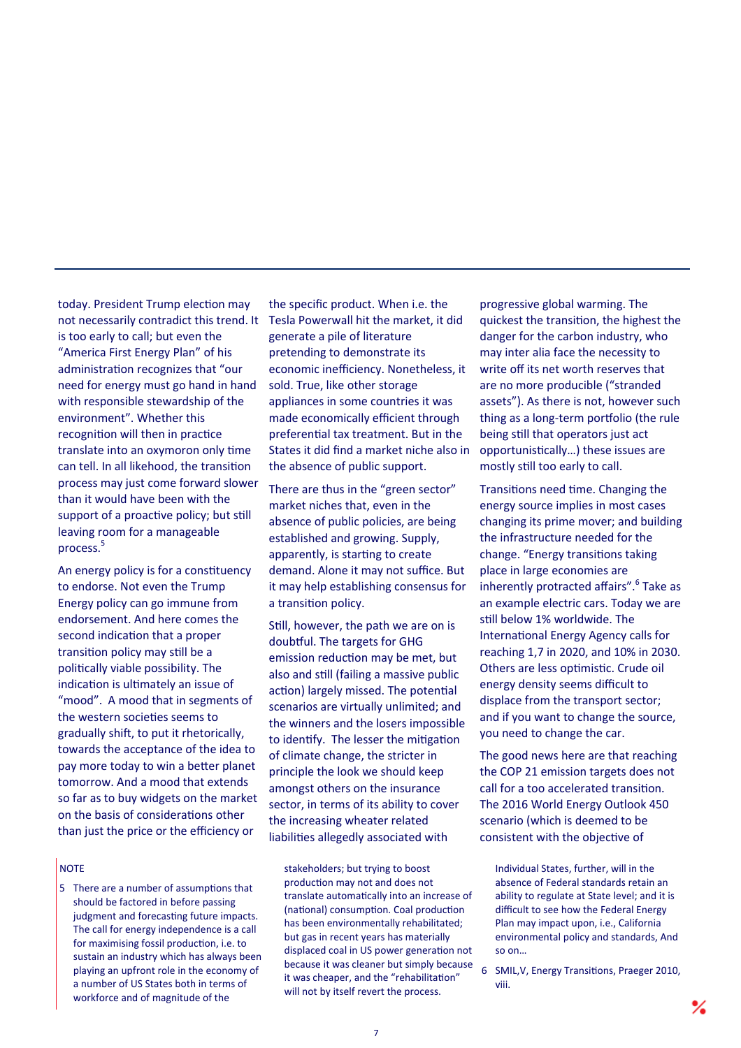today. President Trump election may not necessarily contradict this trend. It is too early to call; but even the "America First Energy Plan" of his administration recognizes that "our need for energy must go hand in hand with responsible stewardship of the environment". Whether this recognition will then in practice translate into an oxymoron only time can tell. In all likelihood, the transition process may just come forward slower than it would have been with the support of a proactive policy; but still leaving room for a manageable process.[5]

An energy policy is for a constituency to endorse. Not even the Trump Energy policy can go immune from endorsement. And here comes the second indication that a proper transition policy may still be a politically viable possibility. The indication is ultimately an issue of "mood". A mood that in segments of the western societies seems to gradually shift, to put it rhetorically, towards the acceptance of the idea to pay more today to win a better planet tomorrow. And a mood that extends so far as to buy widgets on the market on the basis of considerations other than just the price or the efficiency or the specific product. When i.e. the Tesla Powerwall hit the market, it did generate a pile of literature pretending to demonstrate its economic inefficiency. Nonetheless, it sold. True, like other storage appliances in some countries it was made economically efficient through preferential tax treatment. But in the States it did find a market niche also in the absence of public support.

There are thus in the "green sector" market niches that, even in the absence of public policies, are being established and growing. Supply, apparently, is starting to create demand. Alone it may not suffice. But it may help establishing consensus for a transition policy.

Still, however, the path we are on is doubtful. The targets for GHG emission reduction may be met, but also and still (failing a massive public action) largely missed. The potential scenarios are virtually unlimited; and the winners and the losers impossible to identify. The lesser the mitigation of climate change, the stricter in principle the look we should keep amongst others on the insurance sector, in terms of its ability to cover the increasing wheater related liabilities allegedly associated with progressive global warming. The quickest the transition, the highest the danger for the carbon industry, who may inter alia face the necessity to write off its net worth reserves that are no more producible ("stranded assets"). As there is not, however such thing as a long-term portfolio (the rule being still that operators just act opportunistically…) these issues are mostly still too early to call.

Transitions need time. Changing the energy source implies in most cases changing its prime mover; and building the infrastructure needed for the change. "Energy transitions taking place in large economies are inherently protracted affairs".[6] Take as an example electric cars. Today we are still below 1% worldwide. The International Energy Agency calls for reaching 1,7 in 2020, and 10% in 2030. Others are less optimistic. Crude oil energy density seems difficult to displace from the transport sector; and if you want to change the source, you need to change the car.

The good news here are that reaching the COP 21 emission targets does not call for a too accelerated transition. The 2016 World Energy Outlook 450 scenario (which is deemed to be consistent with the objective of

NOTE

5 There are a number of assumptions that should be factored in before passing judgment and forecasting future impacts. The call for energy independence is a call for maximising fossil production, i.e. to sustain an industry which has always been playing an upfront role in the economy of a number of US States both in terms of workforce and of magnitude of the stakeholders; but trying to boost production may not and does not translate automatically into an increase of (national) consumption. Coal production has been environmentally rehabilitated; but gas in recent years has materially displaced coal in US power generation not because it was cleaner but simply because it was cheaper, and the "rehabilitation" will not by itself revert the process. Individual States, further, will in the absence of Federal standards retain an ability to regulate at State level; and it is difficult to see how the Federal Energy Plan may impact upon, i.e., California environmental policy and standards, And so on…

6 SMIL,V, Energy Transitions, Praeger 2010, viii.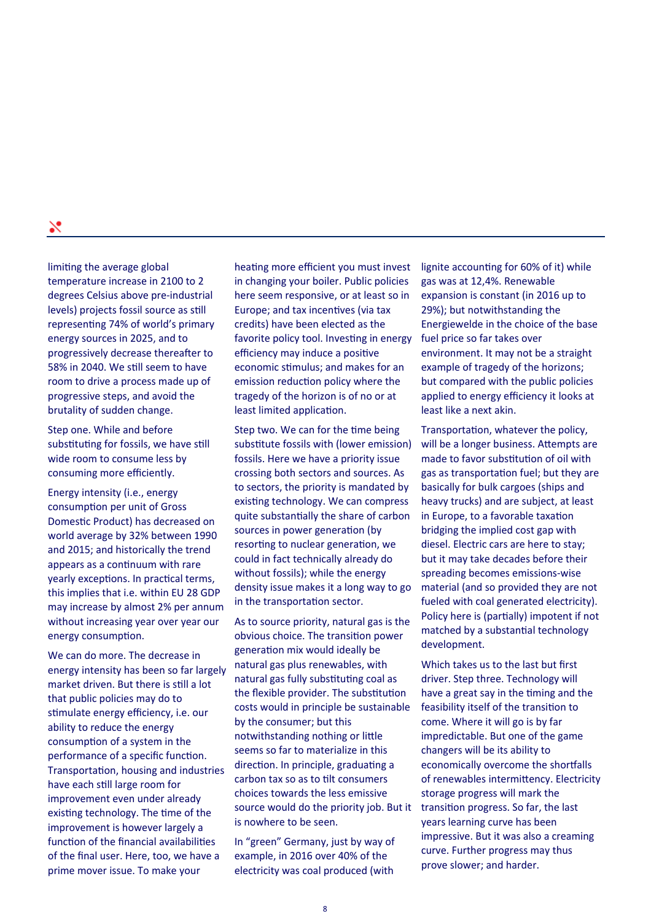limiting the average global temperature increase in 2100 to 2 degrees Celsius above pre-industrial levels) projects fossil source as still representing 74% of world's primary energy sources in 2025, and to progressively decrease thereafter to 58% in 2040. We still seem to have room to drive a process made up of progressive steps, and avoid the brutality of sudden change.

Step one. While and before substituting for fossils, we have still wide room to consume less by consuming more efficiently.

Energy intensity (i.e., energy consumption per unit of Gross Domestic Product) has decreased on world average by 32% between 1990 and 2015; and historically the trend appears as a continuum with rare yearly exceptions. In practical terms, this implies that i.e. within EU 28 GDP may increase by almost 2% per annum without increasing year over year our energy consumption.

We can do more. The decrease in energy intensity has been so far largely market driven. But there is still a lot that public policies may do to stimulate energy efficiency, i.e. our ability to reduce the energy consumption of a system in the performance of a specific function. Transportation, housing and industries have each still large room for improvement even under already existing technology. The time of the improvement is however largely a function of the financial availabilities of the final user. Here, too, we have a prime mover issue. To make your heating more efficient you must invest in changing your boiler. Public policies here seem responsive, or at least so in Europe; and tax incentives (via tax credits) have been elected as the favorite policy tool. Investing in energy efficiency may induce a positive economic stimulus; and makes for an emission reduction policy where the tragedy of the horizon is of no or at least limited application.

Step two. We can for the time being substitute fossils with (lower emission) fossils. Here we have a priority issue crossing both sectors and sources. As to sectors, the priority is mandated by existing technology. We can compress quite substantially the share of carbon sources in power generation (by resorting to nuclear generation, we could in fact technically already do without fossils); while the energy density issue makes it a long way to go in the transportation sector.

As to source priority, natural gas is the obvious choice. The transition power generation mix would ideally be natural gas plus renewables, with natural gas fully substituting coal as the flexible provider. The substitution costs would in principle be sustainable by the consumer; but this notwithstanding nothing or little seems so far to materialize in this direction. In principle, graduating a carbon tax so as to tilt consumers choices towards the less emissive source would do the priority job. But it is nowhere to be seen.

In "green" Germany, just by way of example, in 2016 over 40% of the electricity was coal produced (with lignite accounting for 60% of it) while gas was at 12,4%. Renewable expansion is constant (in 2016 up to 29%); but notwithstanding the Energiewelde in the choice of the base fuel price so far takes over environment. It may not be a straight example of tragedy of the horizons; but compared with the public policies applied to energy efficiency it looks at least like a next akin.

Transportation, whatever the policy, will be a longer business. Attempts are made to favor substitution of oil with gas as transportation fuel; but they are basically for bulk cargoes (ships and heavy trucks) and are subject, at least in Europe, to a favorable taxation bridging the implied cost gap with diesel. Electric cars are here to stay; but it may take decades before their spreading becomes emissions-wise material (and so provided they are not fueled with coal generated electricity). Policy here is (partially) impotent if not matched by a substantial technology development.

Which takes us to the last but first driver. Step three. Technology will have a great say in the timing and the feasibility itself of the transition to come. Where it will go is by far impredictable. But one of the game changers will be its ability to economically overcome the shortfalls of renewables intermittency. Electricity storage progress will mark the transition progress. So far, the last years learning curve has been impressive. But it was also a creaming curve. Further progress may thus prove slower; and harder.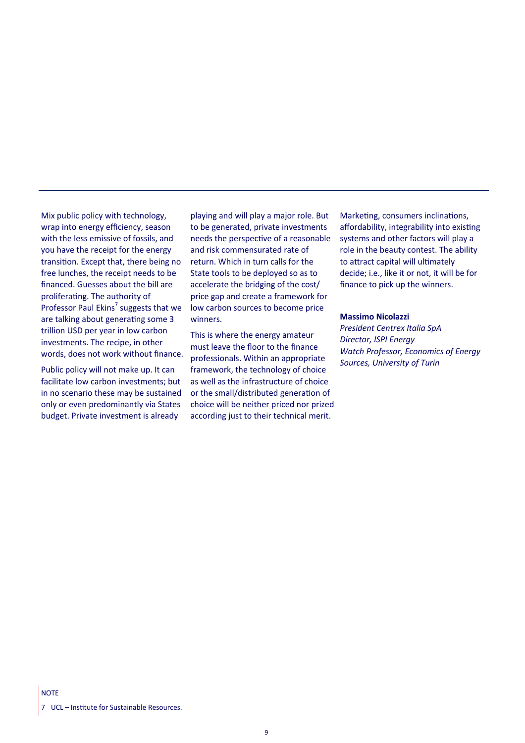Mix public policy with technology, wrap into energy efficiency, season with the less emissive of fossils, and you have the receipt for the energy transition. Except that, there being no free lunches, the receipt needs to be financed. Guesses about the bill are proliferating. The authority of Professor Paul Ekins[7] suggests that we are talking about generating some 3 trillion USD per year in low carbon investments. The recipe, in other words, does not work without finance.

Public policy will not make up. It can facilitate low carbon investments; but in no scenario these may be sustained only or even predominantly via States budget. Private investment is already playing and will play a major role. But to be generated, private investments needs the perspective of a reasonable and risk commensurated rate of return. Which in turn calls for the State tools to be deployed so as to accelerate the bridging of the cost/price gap and create a framework for low carbon sources to become price winners.

This is where the energy amateur must leave the floor to the finance professionals. Within an appropriate framework, the technology of choice as well as the infrastructure of choice or the small/distributed generation of choice will be neither priced nor prized according just to their technical merit. Marketing, consumers inclinations, affordability, integrability into existing systems and other factors will play a role in the beauty contest. The ability to attract capital will ultimately decide; i.e., like it or not, it will be for finance to pick up the winners.

**Massimo Nicolazzi**
*President Centrex Italia SpA*
*Director, ISPI Energy*
*Watch Professor, Economics of Energy Sources, University of Turin*

NOTE

7 UCL – Institute for Sustainable Resources.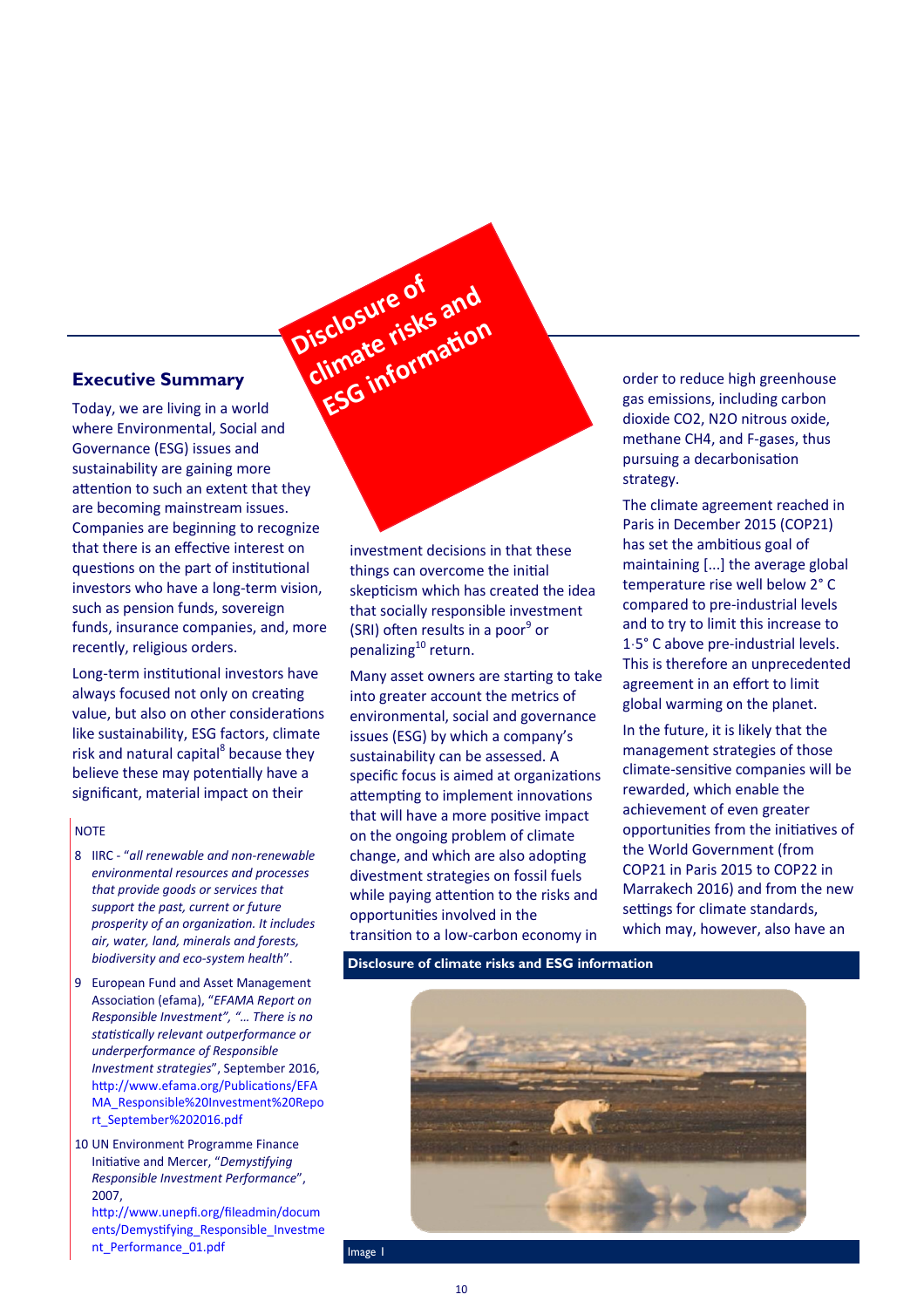# Disclosure of climate risks and ESG information

## Executive Summary

Today, we are living in a world where Environmental, Social and Governance (ESG) issues and sustainability are gaining more attention to such an extent that they are becoming mainstream issues. Companies are beginning to recognize that there is an effective interest on questions on the part of institutional investors who have a long-term vision, such as pension funds, sovereign funds, insurance companies, and, more recently, religious orders.

Long-term institutional investors have always focused not only on creating value, but also on other considerations like sustainability, ESG factors, climate risk and natural capital[8] because they believe these may potentially have a significant, material impact on their investment decisions in that these things can overcome the initial skepticism which has created the idea that socially responsible investment (SRI) often results in a poor[9] or penalizing[10] return.

Many asset owners are starting to take into greater account the metrics of environmental, social and governance issues (ESG) by which a company's sustainability can be assessed. A specific focus is aimed at organizations attempting to implement innovations that will have a more positive impact on the ongoing problem of climate change, and which are also adopting divestment strategies on fossil fuels while paying attention to the risks and opportunities involved in the transition to a low-carbon economy in order to reduce high greenhouse gas emissions, including carbon dioxide $CO_2$, $N_2O$ nitrous oxide, methane $CH_4$, and F-gases, thus pursuing a decarbonisation strategy.

The climate agreement reached in Paris in December 2015 (COP21) has set the ambitious goal of maintaining [...] the average global temperature rise well below 2° C compared to pre-industrial levels and to try to limit this increase to 1·5° C above pre-industrial levels. This is therefore an unprecedented agreement in an effort to limit global warming on the planet.

In the future, it is likely that the management strategies of those climate-sensitive companies will be rewarded, which enable the achievement of even greater opportunities from the initiatives of the World Government (from COP21 in Paris 2015 to COP22 in Marrakech 2016) and from the new settings for climate standards, which may, however, also have an

**Disclosure of climate risks and ESG information**

Image 1

NOTE

8 IIRC - "*all renewable and non-renewable environmental resources and processes that provide goods or services that support the past, current or future prosperity of an organization. It includes air, water, land, minerals and forests, biodiversity and eco-system health*".

9 European Fund and Asset Management Association (efama), "*EFAMA Report on Responsible Investment", "… There is no statistically relevant outperformance or underperformance of Responsible Investment strategies*", September 2016, http://www.efama.org/Publications/EFAMA_Responsible%20Investment%20Report_September%202016.pdf

10 UN Environment Programme Finance Initiative and Mercer, "*Demystifying Responsible Investment Performance*", 2007, http://www.unepfi.org/fileadmin/documents/Demystifying_Responsible_Investment_Performance_01.pdf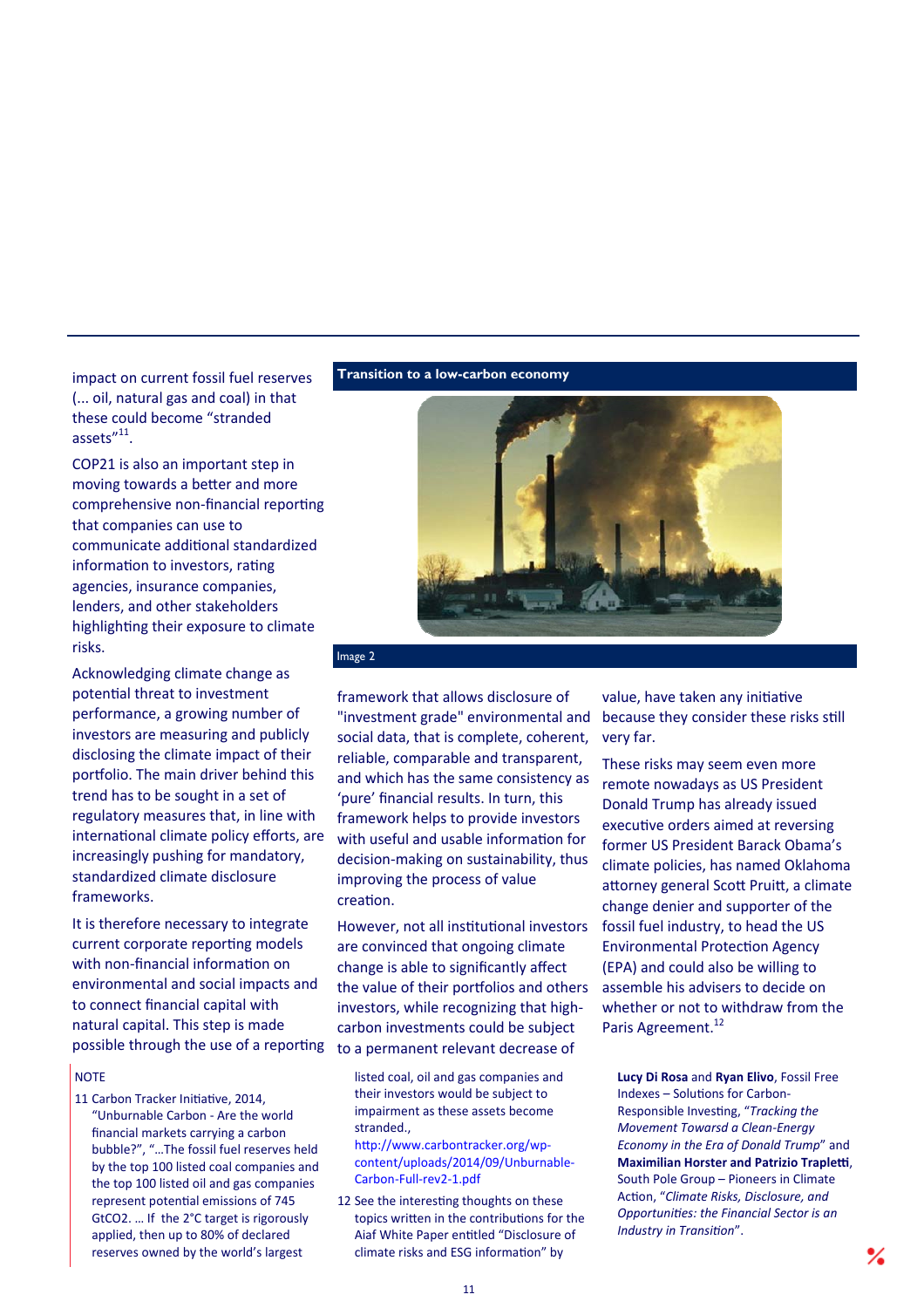impact on current fossil fuel reserves (... oil, natural gas and coal) in that these could become “stranded assets”[11].

COP21 is also an important step in moving towards a better and more comprehensive non-financial reporting that companies can use to communicate additional standardized information to investors, rating agencies, insurance companies, lenders, and other stakeholders highlighting their exposure to climate risks.

Acknowledging climate change as potential threat to investment performance, a growing number of investors are measuring and publicly disclosing the climate impact of their portfolio. The main driver behind this trend has to be sought in a set of regulatory measures that, in line with international climate policy efforts, are increasingly pushing for mandatory, standardized climate disclosure frameworks.

It is therefore necessary to integrate current corporate reporting models with non-financial information on environmental and social impacts and to connect financial capital with natural capital. This step is made possible through the use of a reporting framework that allows disclosure of "investment grade" environmental and social data, that is complete, coherent, reliable, comparable and transparent, and which has the same consistency as ‘pure’ financial results. In turn, this framework helps to provide investors with useful and usable information for decision-making on sustainability, thus improving the process of value creation.

However, not all institutional investors are convinced that ongoing climate change is able to significantly affect the value of their portfolios and others investors, while recognizing that high-carbon investments could be subject to a permanent relevant decrease of value, have taken any initiative because they consider these risks still very far.

These risks may seem even more remote nowadays as US President Donald Trump has already issued executive orders aimed at reversing former US President Barack Obama’s climate policies, has named Oklahoma attorney general Scott Pruitt, a climate change denier and supporter of the fossil fuel industry, to head the US Environmental Protection Agency (EPA) and could also be willing to assemble his advisers to decide on whether or not to withdraw from the Paris Agreement.[12]

**Transition to a low-carbon economy**

Image 2

NOTE

11 Carbon Tracker Initiative, 2014, “Unburnable Carbon - Are the world financial markets carrying a carbon bubble?”, “…The fossil fuel reserves held by the top 100 listed coal companies and the top 100 listed oil and gas companies represent potential emissions of 745 $GtCO_2$. … If the 2°C target is rigorously applied, then up to 80% of declared reserves owned by the world’s largest listed coal, oil and gas companies and their investors would be subject to impairment as these assets become stranded., http://www.carbontracker.org/wp-content/uploads/2014/09/Unburnable-Carbon-Full-rev2-1.pdf

12 See the interesting thoughts on these topics written in the contributions for the Aiaf White Paper entitled “Disclosure of climate risks and ESG information” by **Lucy Di Rosa** and **Ryan Elivo**, Fossil Free Indexes – Solutions for Carbon-Responsible Investing, “*Tracking the Movement Toward a Clean-Energy Economy in the Era of Donald Trump*” and **Maximilian Horster and Patrizio Trapletti**, South Pole Group – Pioneers in Climate Action, “*Climate Risks, Disclosure, and Opportunities: the Financial Sector is an Industry in Transition*”.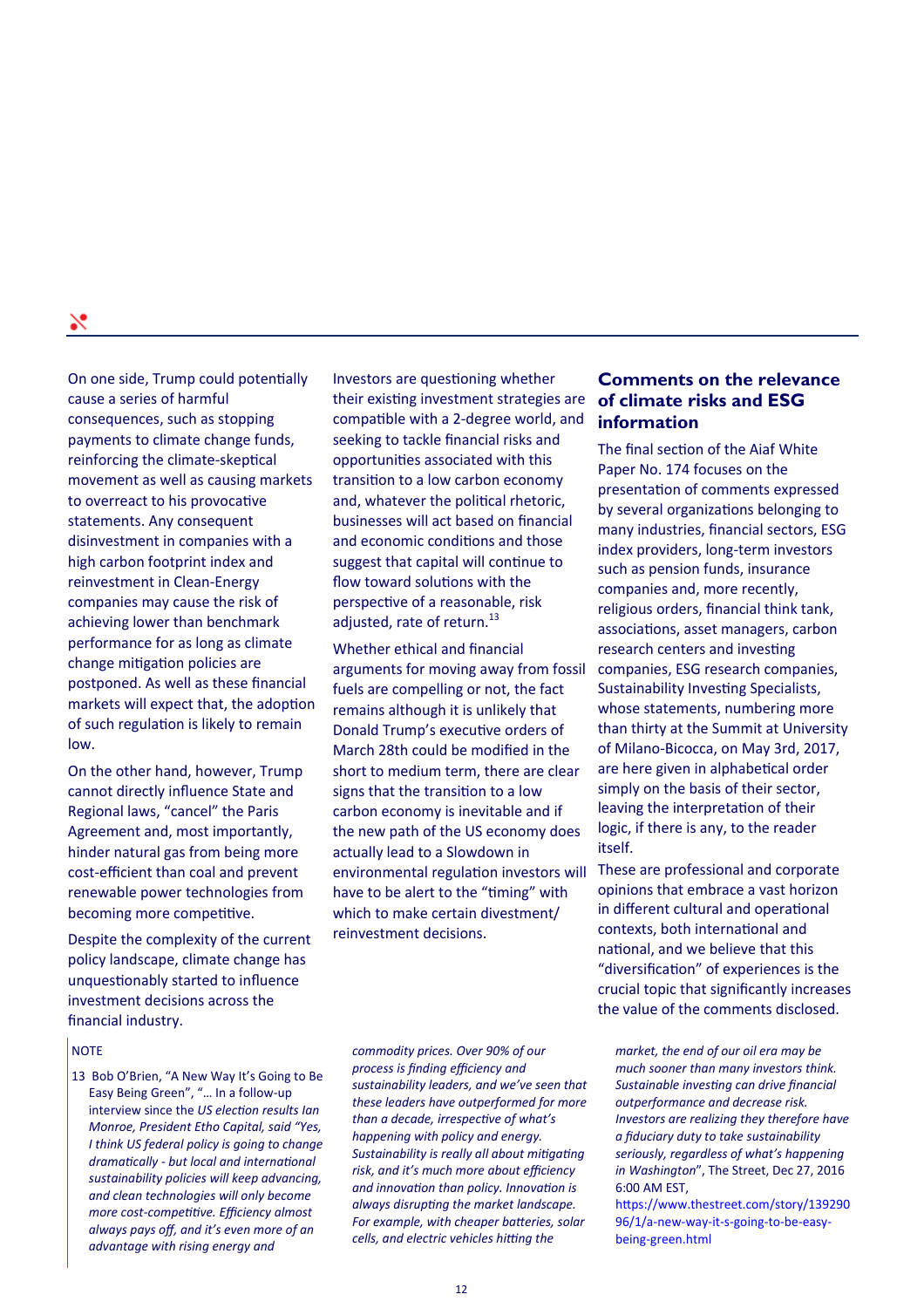On one side, Trump could potentially cause a series of harmful consequences, such as stopping payments to climate change funds, reinforcing the climate-skeptical movement as well as causing markets to overreact to his provocative statements. Any consequent disinvestment in companies with a high carbon footprint index and reinvestment in Clean-Energy companies may cause the risk of achieving lower than benchmark performance for as long as climate change mitigation policies are postponed. As well as these financial markets will expect that, the adoption of such regulation is likely to remain low.

On the other hand, however, Trump cannot directly influence State and Regional laws, "cancel" the Paris Agreement and, most importantly, hinder natural gas from being more cost-efficient than coal and prevent renewable power technologies from becoming more competitive.

Despite the complexity of the current policy landscape, climate change has unquestionably started to influence investment decisions across the financial industry.

Investors are questioning whether their existing investment strategies are compatible with a 2-degree world, and seeking to tackle financial risks and opportunities associated with this transition to a low carbon economy and, whatever the political rhetoric, businesses will act based on financial and economic conditions and those suggest that capital will continue to flow toward solutions with the perspective of a reasonable, risk adjusted, rate of return.[13]

Whether ethical and financial arguments for moving away from fossil fuels are compelling or not, the fact remains although it is unlikely that Donald Trump's executive orders of March 28th could be modified in the short to medium term, there are clear signs that the transition to a low carbon economy is inevitable and if the new path of the US economy does actually lead to a Slowdown in environmental regulation investors will have to be alert to the "timing" with which to make certain divestment/ reinvestment decisions.

## Comments on the relevance of climate risks and ESG information

The final section of the Aiaf White Paper No. 174 focuses on the presentation of comments expressed by several organizations belonging to many industries, financial sectors, ESG index providers, long-term investors such as pension funds, insurance companies and, more recently, religious orders, financial think tank, associations, asset managers, carbon research centers and investing companies, ESG research companies, Sustainability Investing Specialists, whose statements, numbering more than thirty at the Summit at University of Milano-Bicocca, on May 3rd, 2017, are here given in alphabetical order simply on the basis of their sector, leaving the interpretation of their logic, if there is any, to the reader itself.

These are professional and corporate opinions that embrace a vast horizon in different cultural and operational contexts, both international and national, and we believe that this "diversification" of experiences is the crucial topic that significantly increases the value of the comments disclosed.

NOTE

13 Bob O'Brien, "A New Way It's Going to Be Easy Being Green", "… In a follow-up interview since the *US election results Ian Monroe, President Etho Capital, said "Yes, I think US federal policy is going to change dramatically - but local and international sustainability policies will keep advancing, and clean technologies will only become more cost-competitive. Efficiency almost always pays off, and it's even more of an advantage with rising energy and commodity prices. Over 90% of our process is finding efficiency and sustainability leaders, and we've seen that these leaders have outperformed for more than a decade, irrespective of what's happening with policy and energy. Sustainability is really all about mitigating risk, and it's much more about efficiency and innovation than policy. Innovation is always disrupting the market landscape. For example, with cheaper batteries, solar cells, and electric vehicles hitting the market, the end of our oil era may be much sooner than many investors think. Sustainable investing can drive financial outperformance and decrease risk. Investors are realizing they therefore have a fiduciary duty to take sustainability seriously, regardless of what's happening in Washington*", The Street, Dec 27, 2016 6:00 AM EST, https://www.thestreet.com/story/13929096/1/a-new-way-it-s-going-to-be-easy-being-green.html